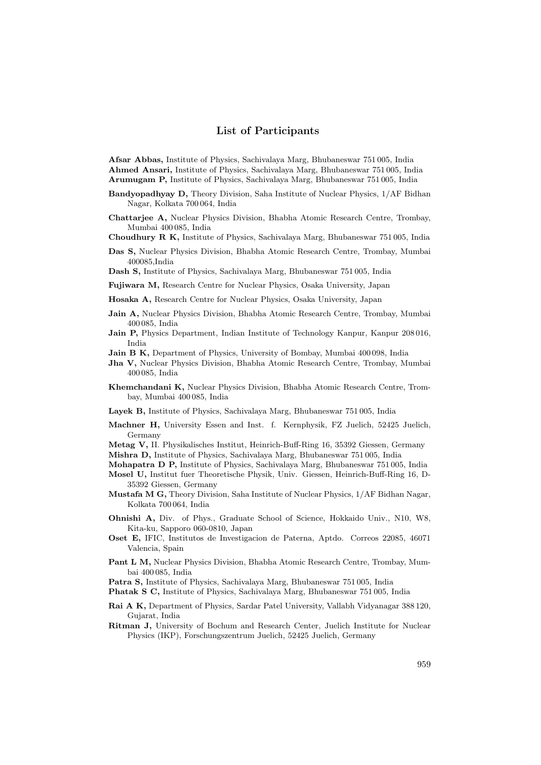## List of Participants

**Afsar Abbas,** Institute of Physics, Sachivalaya Marg, Bhubaneswar 751 005, India

**Ahmed Ansari,** Institute of Physics, Sachivalaya Marg, Bhubaneswar 751 005, India

**Arumugam P,** Institute of Physics, Sachivalaya Marg, Bhubaneswar 751 005, India

**Bandyopadhyay D,** Theory Division, Saha Institute of Nuclear Physics, 1/AF Bidhan Nagar, Kolkata 700 064, India

**Chattarjee A,** Nuclear Physics Division, Bhabha Atomic Research Centre, Trombay, Mumbai 400 085, India

**Choudhury R K,** Institute of Physics, Sachivalaya Marg, Bhubaneswar 751 005, India

**Das S,** Nuclear Physics Division, Bhabha Atomic Research Centre, Trombay, Mumbai 400085,India

**Dash S,** Institute of Physics, Sachivalaya Marg, Bhubaneswar 751 005, India

**Fujiwara M,** Research Centre for Nuclear Physics, Osaka University, Japan

**Hosaka A,** Research Centre for Nuclear Physics, Osaka University, Japan

**Jain A,** Nuclear Physics Division, Bhabha Atomic Research Centre, Trombay, Mumbai 400 085, India

**Jain P,** Physics Department, Indian Institute of Technology Kanpur, Kanpur 208 016, India

**Jain B K,** Department of Physics, University of Bombay, Mumbai 400 098, India

**Jha V,** Nuclear Physics Division, Bhabha Atomic Research Centre, Trombay, Mumbai 400 085, India

**Khemchandani K,** Nuclear Physics Division, Bhabha Atomic Research Centre, Trombay, Mumbai 400 085, India

**Layek B,** Institute of Physics, Sachivalaya Marg, Bhubaneswar 751 005, India

**Machner H,** University Essen and Inst. f. Kernphysik, FZ Juelich, 52425 Juelich, Germany

**Metag V,** II. Physikalisches Institut, Heinrich-Buff-Ring 16, 35392 Giessen, Germany

**Mishra D,** Institute of Physics, Sachivalaya Marg, Bhubaneswar 751 005, India

**Mohapatra D P,** Institute of Physics, Sachivalaya Marg, Bhubaneswar 751 005, India

**Mosel U,** Institut fuer Theoretische Physik, Univ. Giessen, Heinrich-Buff-Ring 16, D-35392 Giessen, Germany

**Mustafa M G,** Theory Division, Saha Institute of Nuclear Physics, 1/AF Bidhan Nagar, Kolkata 700 064, India

**Ohnishi A,** Div. of Phys., Graduate School of Science, Hokkaido Univ., N10, W8, Kita-ku, Sapporo 060-0810, Japan

**Oset E,** IFIC, Institutos de Investigacion de Paterna, Aptdo. Correos 22085, 46071 Valencia, Spain

**Pant L M,** Nuclear Physics Division, Bhabha Atomic Research Centre, Trombay, Mumbai 400 085, India

**Patra S,** Institute of Physics, Sachivalaya Marg, Bhubaneswar 751 005, India

**Phatak S C,** Institute of Physics, Sachivalaya Marg, Bhubaneswar 751 005, India

**Rai A K,** Department of Physics, Sardar Patel University, Vallabh Vidyanagar 388 120, Gujarat, India

**Ritman J,** University of Bochum and Research Center, Juelich Institute for Nuclear Physics (IKP), Forschungszentrum Juelich, 52425 Juelich, Germany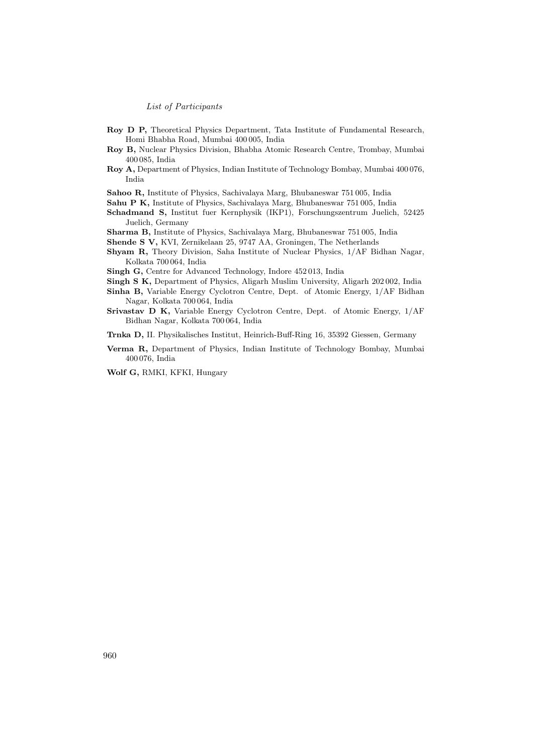**Roy D P,** Theoretical Physics Department, Tata Institute of Fundamental Research, Homi Bhabha Road, Mumbai 400 005, India

**Roy B,** Nuclear Physics Division, Bhabha Atomic Research Centre, Trombay, Mumbai 400 085, India

**Roy A,** Department of Physics, Indian Institute of Technology Bombay, Mumbai 400 076, India

**Sahoo R,** Institute of Physics, Sachivalaya Marg, Bhubaneswar 751 005, India

**Sahu P K,** Institute of Physics, Sachivalaya Marg, Bhubaneswar 751 005, India

**Schadmand S,** Institut fuer Kernphysik (IKP1), Forschungszentrum Juelich, 52425 Juelich, Germany

**Sharma B,** Institute of Physics, Sachivalaya Marg, Bhubaneswar 751 005, India

**Shende S V,** KVI, Zernikelaan 25, 9747 AA, Groningen, The Netherlands

**Shyam R,** Theory Division, Saha Institute of Nuclear Physics, 1/AF Bidhan Nagar, Kolkata 700 064, India

**Singh G,** Centre for Advanced Technology, Indore 452 013, India

**Singh S K,** Department of Physics, Aligarh Muslim University, Aligarh 202 002, India

**Sinha B,** Variable Energy Cyclotron Centre, Dept. of Atomic Energy, 1/AF Bidhan Nagar, Kolkata 700 064, India

**Srivastav D K,** Variable Energy Cyclotron Centre, Dept. of Atomic Energy, 1/AF Bidhan Nagar, Kolkata 700 064, India

**Trnka D,** II. Physikalisches Institut, Heinrich-Buff-Ring 16, 35392 Giessen, Germany

**Verma R,** Department of Physics, Indian Institute of Technology Bombay, Mumbai 400 076, India

**Wolf G,** RMKI, KFKI, Hungary